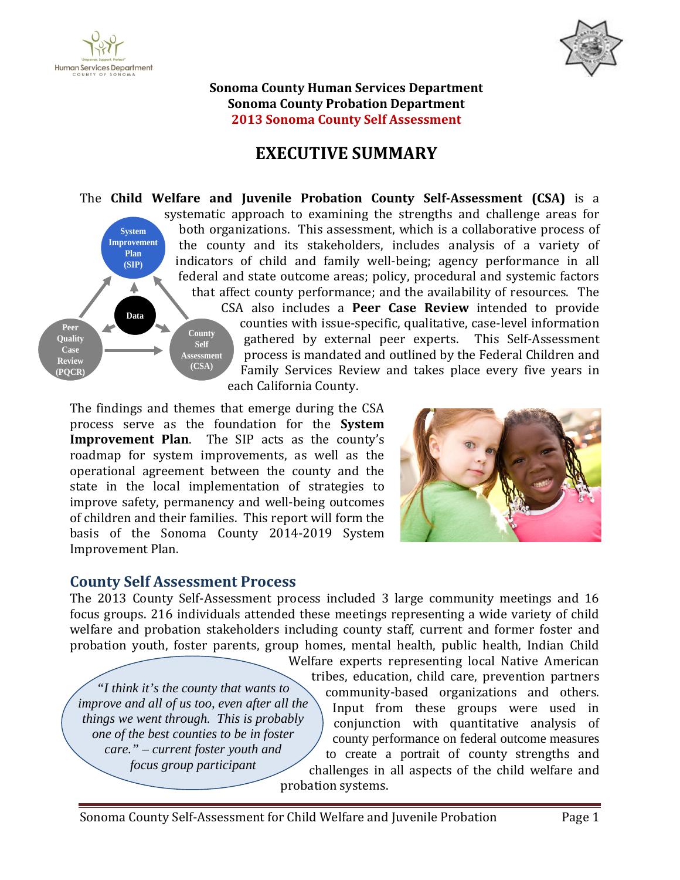**Sonoma County Human Services Department**
**Sonoma County Probation Department**
**2013 Sonoma County Self Assessment**

# EXECUTIVE SUMMARY

The **Child Welfare and Juvenile Probation County Self-Assessment (CSA)** is a systematic approach to examining the strengths and challenge areas for both organizations. This assessment, which is a collaborative process of the county and its stakeholders, includes analysis of a variety of indicators of child and family well-being; agency performance in all federal and state outcome areas; policy, procedural and systemic factors that affect county performance; and the availability of resources. The CSA also includes a **Peer Case Review** intended to provide counties with issue-specific, qualitative, case-level information gathered by external peer experts. This Self-Assessment process is mandated and outlined by the Federal Children and Family Services Review and takes place every five years in each California County.

System Improvement Plan (SIP) · Data · Peer Quality Case Review (PQCR) · County Self Assessment (CSA)

The findings and themes that emerge during the CSA process serve as the foundation for the **System Improvement Plan**. The SIP acts as the county's roadmap for system improvements, as well as the operational agreement between the county and the state in the local implementation of strategies to improve safety, permanency and well-being outcomes of children and their families. This report will form the basis of the Sonoma County 2014-2019 System Improvement Plan.

## County Self Assessment Process

The 2013 County Self-Assessment process included 3 large community meetings and 16 focus groups. 216 individuals attended these meetings representing a wide variety of child welfare and probation stakeholders including county staff, current and former foster and probation youth, foster parents, group homes, mental health, public health, Indian Child Welfare experts representing local Native American tribes, education, child care, prevention partners community-based organizations and others. Input from these groups were used in conjunction with quantitative analysis of county performance on federal outcome measures to create a portrait of county strengths and challenges in all aspects of the child welfare and probation systems.

*"I think it's the county that wants to improve and all of us too, even after all the things we went through. This is probably one of the best counties to be in foster care." – current foster youth and focus group participant*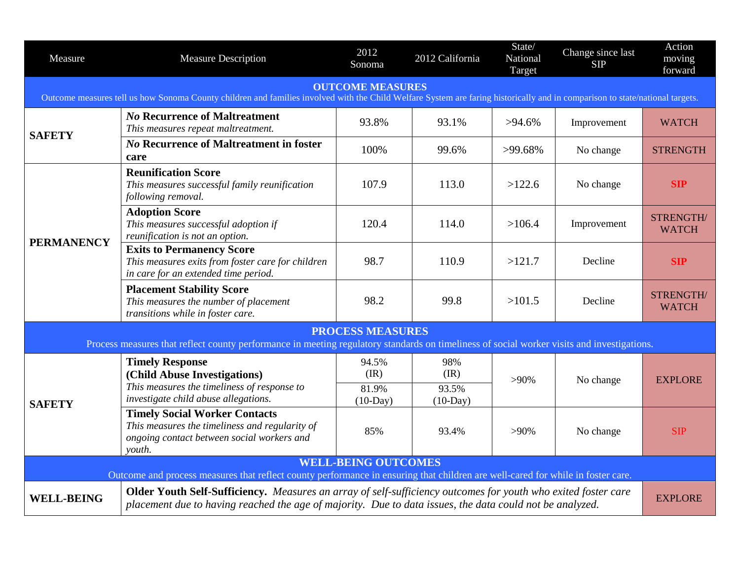| Measure | Measure Description | 2012 Sonoma | 2012 California | State/ National Target | Change since last SIP | Action moving forward |
|---|---|---|---|---|---|---|
| **OUTCOME MEASURES** Outcome measures tell us how Sonoma County children and families involved with the Child Welfare System are faring historically and in comparison to state/national targets. | | | | | | |
| **SAFETY** | ***No* Recurrence of Maltreatment** *This measures repeat maltreatment.* | 93.8% | 93.1% | >94.6% | Improvement | WATCH |
| | ***No* Recurrence of Maltreatment in foster care** | 100% | 99.6% | >99.68% | No change | STRENGTH |
| **PERMANENCY** | **Reunification Score** *This measures successful family reunification following removal.* | 107.9 | 113.0 | >122.6 | No change | **SIP** |
| | **Adoption Score** *This measures successful adoption if reunification is not an option.* | 120.4 | 114.0 | >106.4 | Improvement | STRENGTH/ WATCH |
| | **Exits to Permanency Score** *This measures exits from foster care for children in care for an extended time period.* | 98.7 | 110.9 | >121.7 | Decline | **SIP** |
| | **Placement Stability Score** *This measures the number of placement transitions while in foster care.* | 98.2 | 99.8 | >101.5 | Decline | STRENGTH/ WATCH |
| **PROCESS MEASURES** Process measures that reflect county performance in meeting regulatory standards on timeliness of social worker visits and investigations. | | | | | | |
| **SAFETY** | **Timely Response (Child Abuse Investigations)** *This measures the timeliness of response to investigate child abuse allegations.* | 94.5% (IR) / 81.9% (10-Day) | 98% (IR) / 93.5% (10-Day) | >90% | No change | EXPLORE |
| | **Timely Social Worker Contacts** *This measures the timeliness and regularity of ongoing contact between social workers and youth.* | 85% | 93.4% | >90% | No change | SIP |
| **WELL-BEING OUTCOMES** Outcome and process measures that reflect county performance in ensuring that children are well-cared for while in foster care. | | | | | | |
| **WELL-BEING** | **Older Youth Self-Sufficiency.** *Measures an array of self-sufficiency outcomes for youth who exited foster care placement due to having reached the age of majority. Due to data issues, the data could not be analyzed.* | | | | | EXPLORE |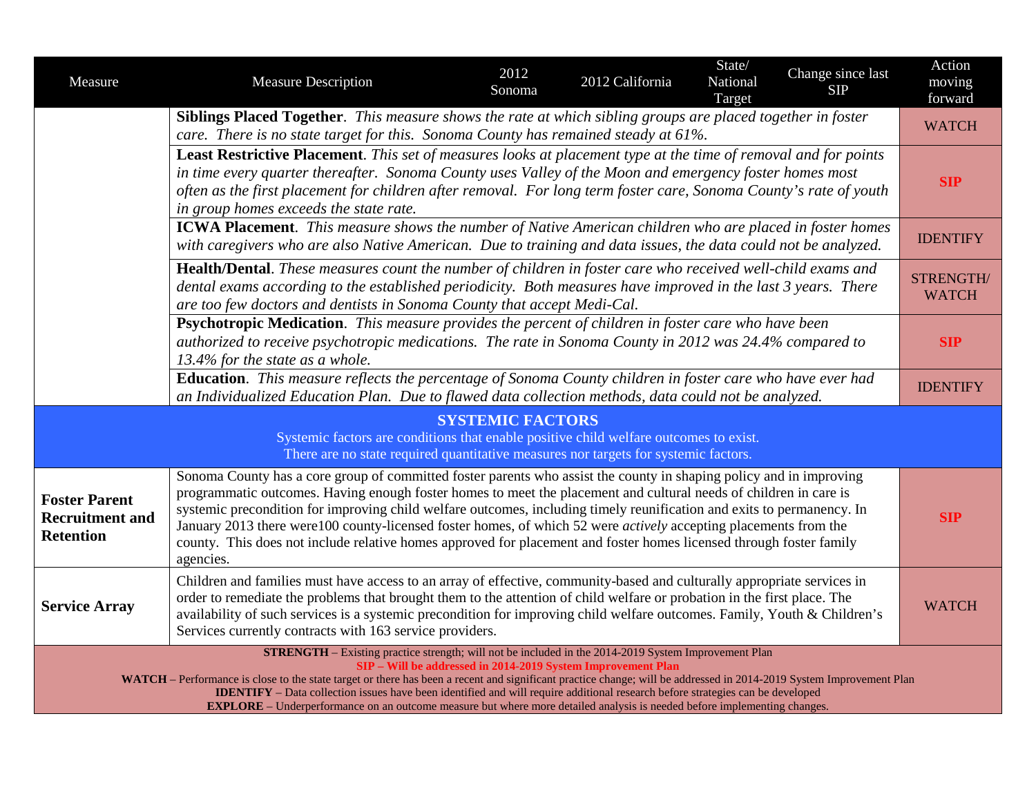| Measure | Measure Description | 2012 Sonoma | 2012 California | State/ National Target | Change since last SIP | Action moving forward |
|---|---|---|---|---|---|---|
| | **Siblings Placed Together**. *This measure shows the rate at which sibling groups are placed together in foster care. There is no state target for this. Sonoma County has remained steady at 61%.* | | | | | WATCH |
| | **Least Restrictive Placement**. *This set of measures looks at placement type at the time of removal and for points in time every quarter thereafter. Sonoma County uses Valley of the Moon and emergency foster homes most often as the first placement for children after removal. For long term foster care, Sonoma County's rate of youth in group homes exceeds the state rate.* | | | | | **SIP** |
| | **ICWA Placement**. *This measure shows the number of Native American children who are placed in foster homes with caregivers who are also Native American. Due to training and data issues, the data could not be analyzed.* | | | | | IDENTIFY |
| | **Health/Dental**. *These measures count the number of children in foster care who received well-child exams and dental exams according to the established periodicity. Both measures have improved in the last 3 years. There are too few doctors and dentists in Sonoma County that accept Medi-Cal.* | | | | | STRENGTH/ WATCH |
| | **Psychotropic Medication**. *This measure provides the percent of children in foster care who have been authorized to receive psychotropic medications. The rate in Sonoma County in 2012 was 24.4% compared to 13.4% for the state as a whole.* | | | | | **SIP** |
| | **Education**. *This measure reflects the percentage of Sonoma County children in foster care who have ever had an Individualized Education Plan. Due to flawed data collection methods, data could not be analyzed.* | | | | | IDENTIFY |
| **SYSTEMIC FACTORS** Systemic factors are conditions that enable positive child welfare outcomes to exist. There are no state required quantitative measures nor targets for systemic factors. | | | | | | |
| **Foster Parent Recruitment and Retention** | Sonoma County has a core group of committed foster parents who assist the county in shaping policy and in improving programmatic outcomes. Having enough foster homes to meet the placement and cultural needs of children in care is systemic precondition for improving child welfare outcomes, including timely reunification and exits to permanency. In January 2013 there were100 county-licensed foster homes, of which 52 were *actively* accepting placements from the county. This does not include relative homes approved for placement and foster homes licensed through foster family agencies. | | | | | **SIP** |
| **Service Array** | Children and families must have access to an array of effective, community-based and culturally appropriate services in order to remediate the problems that brought them to the attention of child welfare or probation in the first place. The availability of such services is a systemic precondition for improving child welfare outcomes. Family, Youth & Children's Services currently contracts with 163 service providers. | | | | | WATCH |

**STRENGTH** – Existing practice strength; will not be included in the 2014-2019 System Improvement Plan

**SIP – Will be addressed in 2014-2019 System Improvement Plan**

**WATCH** – Performance is close to the state target or there has been a recent and significant practice change; will be addressed in 2014-2019 System Improvement Plan

**IDENTIFY** – Data collection issues have been identified and will require additional research before strategies can be developed

**EXPLORE** – Underperformance on an outcome measure but where more detailed analysis is needed before implementing changes.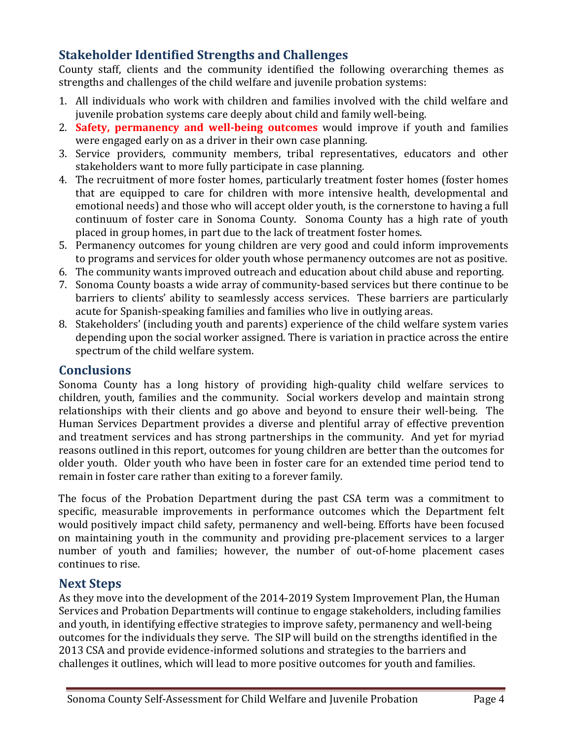## Stakeholder Identified Strengths and Challenges

County staff, clients and the community identified the following overarching themes as strengths and challenges of the child welfare and juvenile probation systems:

1. All individuals who work with children and families involved with the child welfare and juvenile probation systems care deeply about child and family well-being.
2. **Safety, permanency and well-being outcomes** would improve if youth and families were engaged early on as a driver in their own case planning.
3. Service providers, community members, tribal representatives, educators and other stakeholders want to more fully participate in case planning.
4. The recruitment of more foster homes, particularly treatment foster homes (foster homes that are equipped to care for children with more intensive health, developmental and emotional needs) and those who will accept older youth, is the cornerstone to having a full continuum of foster care in Sonoma County. Sonoma County has a high rate of youth placed in group homes, in part due to the lack of treatment foster homes.
5. Permanency outcomes for young children are very good and could inform improvements to programs and services for older youth whose permanency outcomes are not as positive.
6. The community wants improved outreach and education about child abuse and reporting.
7. Sonoma County boasts a wide array of community-based services but there continue to be barriers to clients' ability to seamlessly access services. These barriers are particularly acute for Spanish-speaking families and families who live in outlying areas.
8. Stakeholders' (including youth and parents) experience of the child welfare system varies depending upon the social worker assigned. There is variation in practice across the entire spectrum of the child welfare system.

## Conclusions

Sonoma County has a long history of providing high-quality child welfare services to children, youth, families and the community. Social workers develop and maintain strong relationships with their clients and go above and beyond to ensure their well-being. The Human Services Department provides a diverse and plentiful array of effective prevention and treatment services and has strong partnerships in the community. And yet for myriad reasons outlined in this report, outcomes for young children are better than the outcomes for older youth. Older youth who have been in foster care for an extended time period tend to remain in foster care rather than exiting to a forever family.

The focus of the Probation Department during the past CSA term was a commitment to specific, measurable improvements in performance outcomes which the Department felt would positively impact child safety, permanency and well-being. Efforts have been focused on maintaining youth in the community and providing pre-placement services to a larger number of youth and families; however, the number of out-of-home placement cases continues to rise.

## Next Steps

As they move into the development of the 2014-2019 System Improvement Plan, the Human Services and Probation Departments will continue to engage stakeholders, including families and youth, in identifying effective strategies to improve safety, permanency and well-being outcomes for the individuals they serve. The SIP will build on the strengths identified in the 2013 CSA and provide evidence-informed solutions and strategies to the barriers and challenges it outlines, which will lead to more positive outcomes for youth and families.